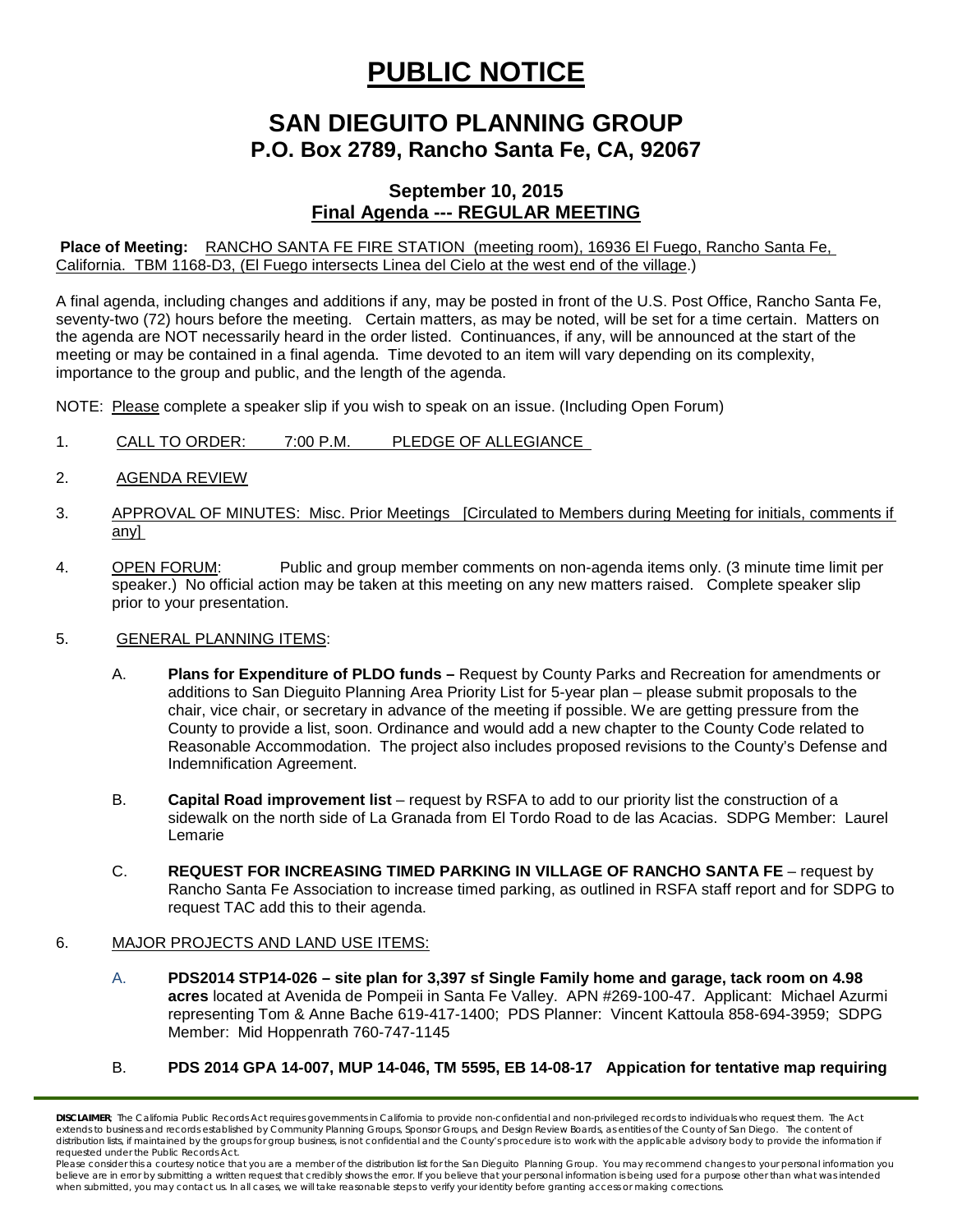# PUBLIC NOTICE

## SAN DIEGUITO PLANNING GROUP
### P.O. Box 2789, Rancho Santa Fe, CA, 92067

### September 10, 2015
### Final Agenda --- REGULAR MEETING

**Place of Meeting:** RANCHO SANTA FE FIRE STATION (meeting room), 16936 El Fuego, Rancho Santa Fe, California. TBM 1168-D3, (El Fuego intersects Linea del Cielo at the west end of the village.)

A final agenda, including changes and additions if any, may be posted in front of the U.S. Post Office, Rancho Santa Fe, seventy-two (72) hours before the meeting. Certain matters, as may be noted, will be set for a time certain. Matters on the agenda are NOT necessarily heard in the order listed. Continuances, if any, will be announced at the start of the meeting or may be contained in a final agenda. Time devoted to an item will vary depending on its complexity, importance to the group and public, and the length of the agenda.

NOTE: Please complete a speaker slip if you wish to speak on an issue. (Including Open Forum)

1. CALL TO ORDER: 7:00 P.M. PLEDGE OF ALLEGIANCE

2. AGENDA REVIEW

3. APPROVAL OF MINUTES: Misc. Prior Meetings [Circulated to Members during Meeting for initials, comments if any]

4. OPEN FORUM: Public and group member comments on non-agenda items only. (3 minute time limit per speaker.) No official action may be taken at this meeting on any new matters raised. Complete speaker slip prior to your presentation.

5. GENERAL PLANNING ITEMS:

   A. **Plans for Expenditure of PLDO funds –** Request by County Parks and Recreation for amendments or additions to San Dieguito Planning Area Priority List for 5-year plan – please submit proposals to the chair, vice chair, or secretary in advance of the meeting if possible. We are getting pressure from the County to provide a list, soon. Ordinance and would add a new chapter to the County Code related to Reasonable Accommodation. The project also includes proposed revisions to the County's Defense and Indemnification Agreement.

   B. **Capital Road improvement list** – request by RSFA to add to our priority list the construction of a sidewalk on the north side of La Granada from El Tordo Road to de las Acacias. SDPG Member: Laurel Lemarie

   C. **REQUEST FOR INCREASING TIMED PARKING IN VILLAGE OF RANCHO SANTA FE** – request by Rancho Santa Fe Association to increase timed parking, as outlined in RSFA staff report and for SDPG to request TAC add this to their agenda.

6. MAJOR PROJECTS AND LAND USE ITEMS:

   A. **PDS2014 STP14-026 – site plan for 3,397 sf Single Family home and garage, tack room on 4.98 acres** located at Avenida de Pompeii in Santa Fe Valley. APN #269-100-47. Applicant: Michael Azurmi representing Tom & Anne Bache 619-417-1400; PDS Planner: Vincent Kattoula 858-694-3959; SDPG Member: Mid Hoppenrath 760-747-1145

   B. **PDS 2014 GPA 14-007, MUP 14-046, TM 5595, EB 14-08-17 Appication for tentative map requiring**

**DISCLAIMER;** The California Public Records Act requires governments in California to provide non-confidential and non-privileged records to individuals who request them. The Act extends to business and records established by Community Planning Groups, Sponsor Groups, and Design Review Boards, as entities of the County of San Diego. The content of distribution lists, if maintained by the groups for group business, is not confidential and the County's procedure is to work with the applicable advisory body to provide the information if requested under the Public Records Act.

Please consider this a courtesy notice that you are a member of the distribution list for the San Dieguito Planning Group. You may recommend changes to your personal information you believe are in error by submitting a written request that credibly shows the error. If you believe that your personal information is being used for a purpose other than what was intended when submitted, you may contact us. In all cases, we will take reasonable steps to verify your identity before granting access or making corrections.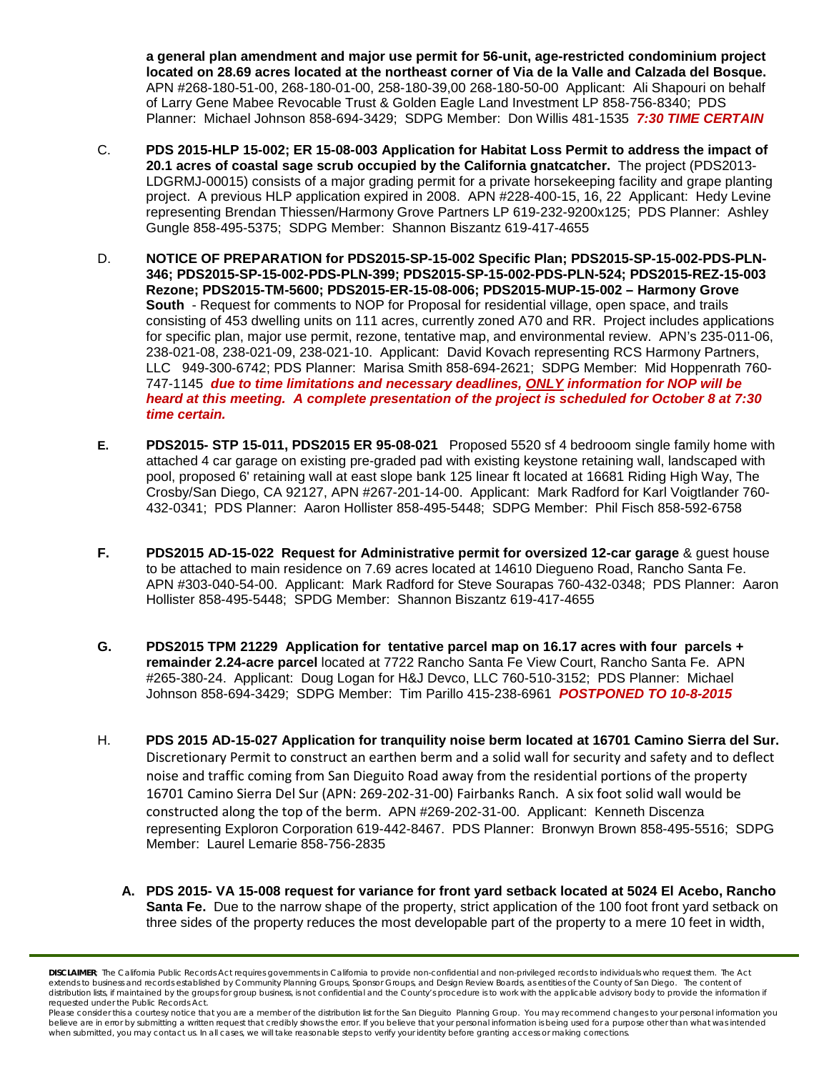**a general plan amendment and major use permit for 56-unit, age-restricted condominium project located on 28.69 acres located at the northeast corner of Via de la Valle and Calzada del Bosque.** APN #268-180-51-00, 268-180-01-00, 258-180-39,00 268-180-50-00 Applicant: Ali Shapouri on behalf of Larry Gene Mabee Revocable Trust & Golden Eagle Land Investment LP 858-756-8340; PDS Planner: Michael Johnson 858-694-3429; SDPG Member: Don Willis 481-1535 ***7:30 TIME CERTAIN***

C. **PDS 2015-HLP 15-002; ER 15-08-003 Application for Habitat Loss Permit to address the impact of 20.1 acres of coastal sage scrub occupied by the California gnatcatcher.** The project (PDS2013-LDGRMJ-00015) consists of a major grading permit for a private horsekeeping facility and grape planting project. A previous HLP application expired in 2008. APN #228-400-15, 16, 22 Applicant: Hedy Levine representing Brendan Thiessen/Harmony Grove Partners LP 619-232-9200x125; PDS Planner: Ashley Gungle 858-495-5375; SDPG Member: Shannon Biszantz 619-417-4655

D. **NOTICE OF PREPARATION for PDS2015-SP-15-002 Specific Plan; PDS2015-SP-15-002-PDS-PLN-346; PDS2015-SP-15-002-PDS-PLN-399; PDS2015-SP-15-002-PDS-PLN-524; PDS2015-REZ-15-003 Rezone; PDS2015-TM-5600; PDS2015-ER-15-08-006; PDS2015-MUP-15-002 – Harmony Grove South** - Request for comments to NOP for Proposal for residential village, open space, and trails consisting of 453 dwelling units on 111 acres, currently zoned A70 and RR. Project includes applications for specific plan, major use permit, rezone, tentative map, and environmental review. APN's 235-011-06, 238-021-08, 238-021-09, 238-021-10. Applicant: David Kovach representing RCS Harmony Partners, LLC 949-300-6742; PDS Planner: Marisa Smith 858-694-2621; SDPG Member: Mid Hoppenrath 760-747-1145 ***due to time limitations and necessary deadlines, <u>ONLY</u> information for NOP will be heard at this meeting. A complete presentation of the project is scheduled for October 8 at 7:30 time certain.***

**E.** **PDS2015- STP 15-011, PDS2015 ER 95-08-021** Proposed 5520 sf 4 bedrooom single family home with attached 4 car garage on existing pre-graded pad with existing keystone retaining wall, landscaped with pool, proposed 6' retaining wall at east slope bank 125 linear ft located at 16681 Riding High Way, The Crosby/San Diego, CA 92127, APN #267-201-14-00. Applicant: Mark Radford for Karl Voigtlander 760-432-0341; PDS Planner: Aaron Hollister 858-495-5448; SDPG Member: Phil Fisch 858-592-6758

**F.** **PDS2015 AD-15-022 Request for Administrative permit for oversized 12-car garage** & guest house to be attached to main residence on 7.69 acres located at 14610 Diegueno Road, Rancho Santa Fe. APN #303-040-54-00. Applicant: Mark Radford for Steve Sourapas 760-432-0348; PDS Planner: Aaron Hollister 858-495-5448; SPDG Member: Shannon Biszantz 619-417-4655

**G.** **PDS2015 TPM 21229 Application for tentative parcel map on 16.17 acres with four parcels + remainder 2.24-acre parcel** located at 7722 Rancho Santa Fe View Court, Rancho Santa Fe. APN #265-380-24. Applicant: Doug Logan for H&J Devco, LLC 760-510-3152; PDS Planner: Michael Johnson 858-694-3429; SDPG Member: Tim Parillo 415-238-6961 ***POSTPONED TO 10-8-2015***

H. **PDS 2015 AD-15-027 Application for tranquility noise berm located at 16701 Camino Sierra del Sur.** Discretionary Permit to construct an earthen berm and a solid wall for security and safety and to deflect noise and traffic coming from San Dieguito Road away from the residential portions of the property 16701 Camino Sierra Del Sur (APN: 269-202-31-00) Fairbanks Ranch. A six foot solid wall would be constructed along the top of the berm. APN #269-202-31-00. Applicant: Kenneth Discenza representing Exploron Corporation 619-442-8467. PDS Planner: Bronwyn Brown 858-495-5516; SDPG Member: Laurel Lemarie 858-756-2835

**A. PDS 2015- VA 15-008 request for variance for front yard setback located at 5024 El Acebo, Rancho Santa Fe.** Due to the narrow shape of the property, strict application of the 100 foot front yard setback on three sides of the property reduces the most developable part of the property to a mere 10 feet in width,

---

**DISCLAIMER**; The California Public Records Act requires governments in California to provide non-confidential and non-privileged records to individuals who request them. The Act extends to business and records established by Community Planning Groups, Sponsor Groups, and Design Review Boards, as entities of the County of San Diego. The content of distribution lists, if maintained by the groups for group business, is not confidential and the County's procedure is to work with the applicable advisory body to provide the information if requested under the Public Records Act.
Please consider this a courtesy notice that you are a member of the distribution list for the San Dieguito Planning Group. You may recommend changes to your personal information you believe are in error by submitting a written request that credibly shows the error. If you believe that your personal information is being used for a purpose other than what was intended when submitted, you may contact us. In all cases, we will take reasonable steps to verify your identity before granting access or making corrections.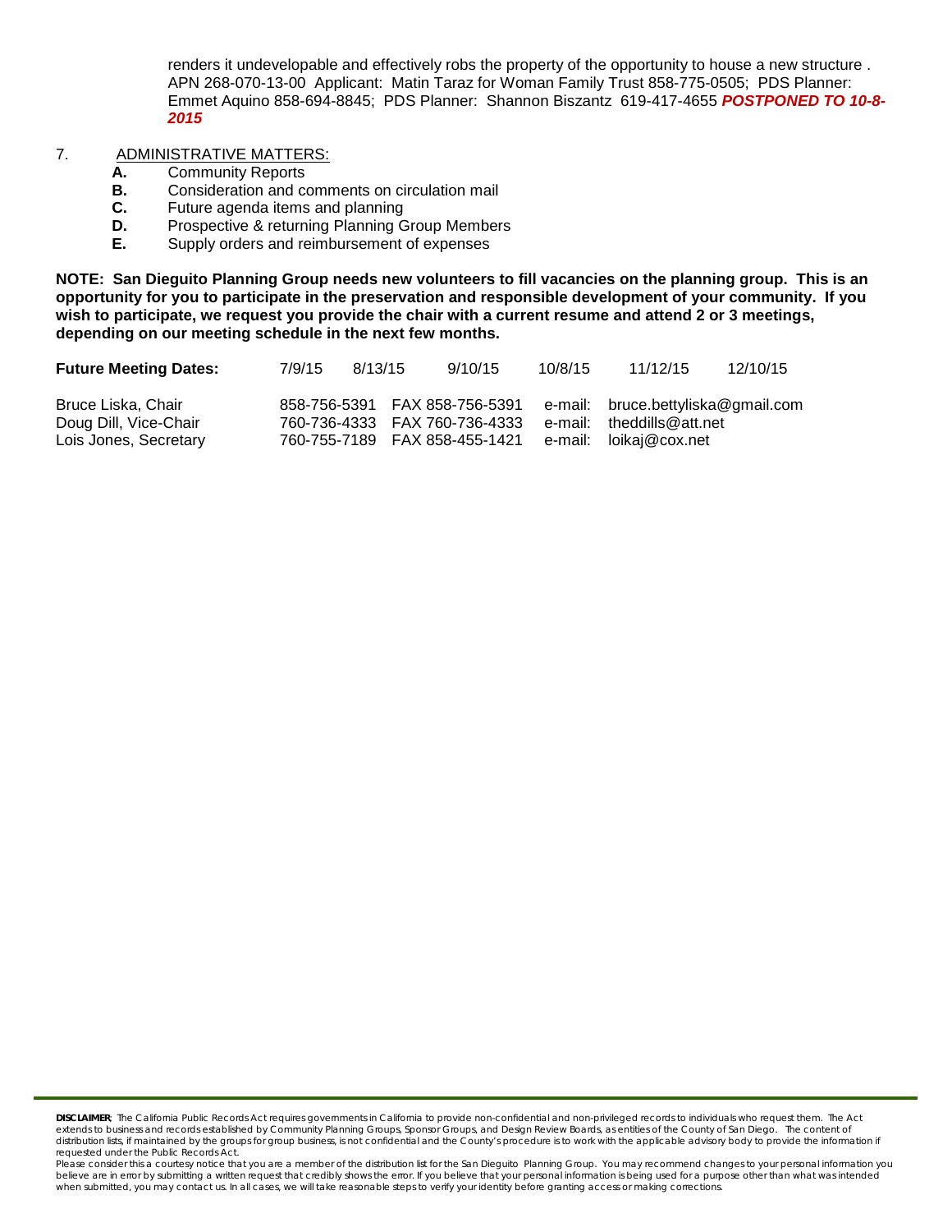renders it undevelopable and effectively robs the property of the opportunity to house a new structure . APN 268-070-13-00 Applicant: Matin Taraz for Woman Family Trust 858-775-0505; PDS Planner: Emmet Aquino 858-694-8845; PDS Planner: Shannon Biszantz 619-417-4655 ***POSTPONED TO 10-8-2015***

7. ADMINISTRATIVE MATTERS:
   - **A.** Community Reports
   - **B.** Consideration and comments on circulation mail
   - **C.** Future agenda items and planning
   - **D.** Prospective & returning Planning Group Members
   - **E.** Supply orders and reimbursement of expenses

**NOTE: San Dieguito Planning Group needs new volunteers to fill vacancies on the planning group. This is an opportunity for you to participate in the preservation and responsible development of your community. If you wish to participate, we request you provide the chair with a current resume and attend 2 or 3 meetings, depending on our meeting schedule in the next few months.**

| | | | | | | |
|---|---|---|---|---|---|---|
| **Future Meeting Dates:** | 7/9/15 | 8/13/15 | 9/10/15 | 10/8/15 | 11/12/15 | 12/10/15 |

| | | | |
|---|---|---|---|
| Bruce Liska, Chair | 858-756-5391 | FAX 858-756-5391 | e-mail: bruce.bettyliska@gmail.com |
| Doug Dill, Vice-Chair | 760-736-4333 | FAX 760-736-4333 | e-mail: theddills@att.net |
| Lois Jones, Secretary | 760-755-7189 | FAX 858-455-1421 | e-mail: loikaj@cox.net |

**DISCLAIMER**; The California Public Records Act requires governments in California to provide non-confidential and non-privileged records to individuals who request them. The Act extends to business and records established by Community Planning Groups, Sponsor Groups, and Design Review Boards, as entities of the County of San Diego. The content of distribution lists, if maintained by the groups for group business, is not confidential and the County's procedure is to work with the applicable advisory body to provide the information if requested under the Public Records Act.
Please consider this a courtesy notice that you are a member of the distribution list for the San Dieguito Planning Group. You may recommend changes to your personal information you believe are in error by submitting a written request that credibly shows the error. If you believe that your personal information is being used for a purpose other than what was intended when submitted, you may contact us. In all cases, we will take reasonable steps to verify your identity before granting access or making corrections.